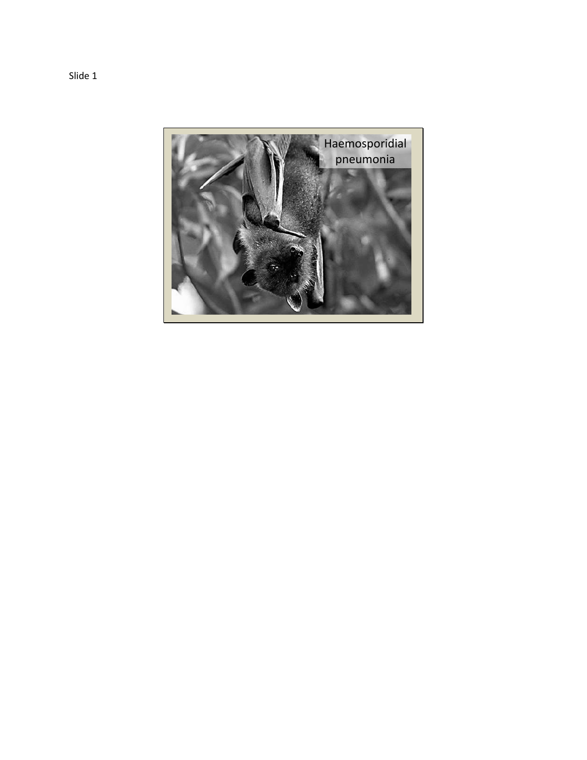Slide 1

Haemosporidial pneumonia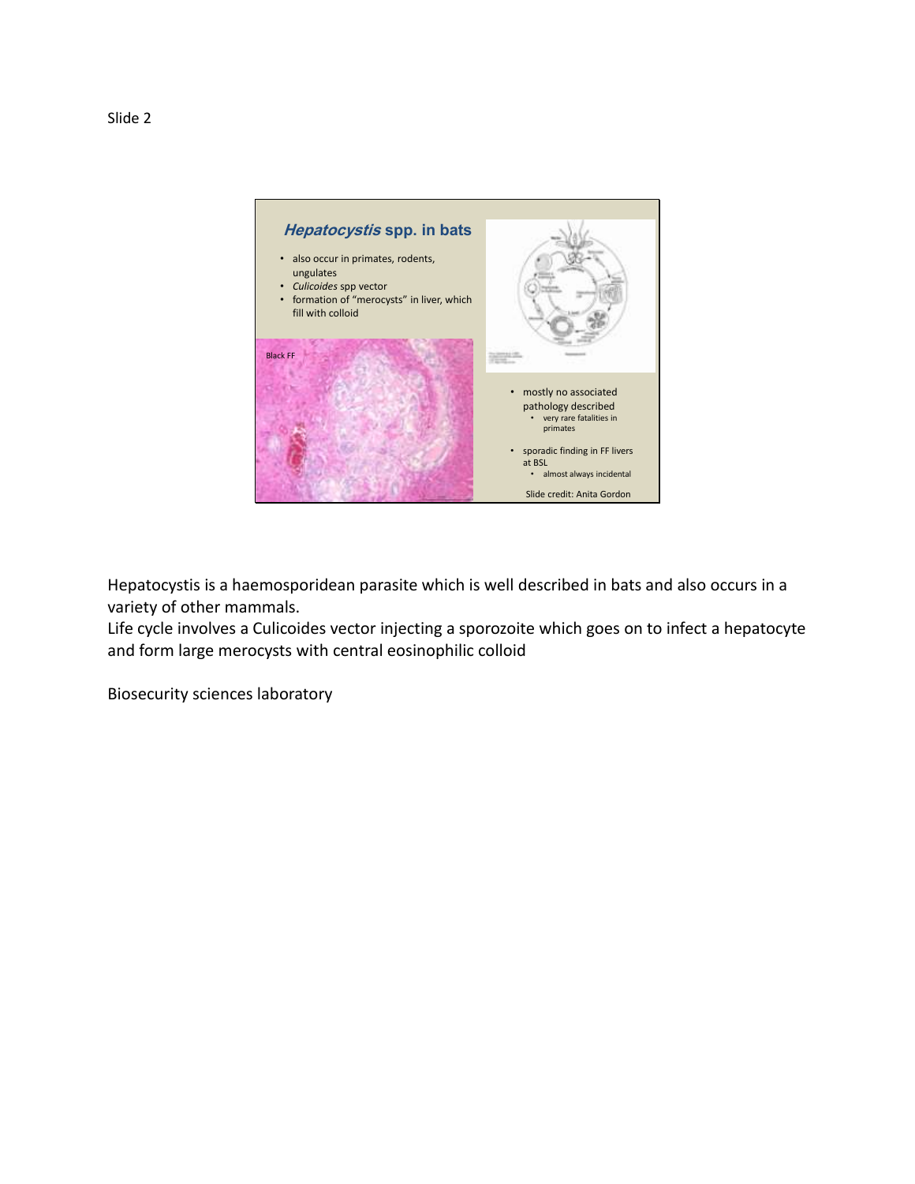Slide 2

## *Hepatocystis* spp. in bats

- also occur in primates, rodents, ungulates
- *Culicoides* spp vector
- formation of "merocysts" in liver, which fill with colloid

Black FF

- mostly no associated pathology described
  - very rare fatalities in primates
- sporadic finding in FF livers at BSL
  - almost always incidental

Slide credit: Anita Gordon

Hepatocystis is a haemosporidean parasite which is well described in bats and also occurs in a variety of other mammals.
Life cycle involves a Culicoides vector injecting a sporozoite which goes on to infect a hepatocyte and form large merocysts with central eosinophilic colloid

Biosecurity sciences laboratory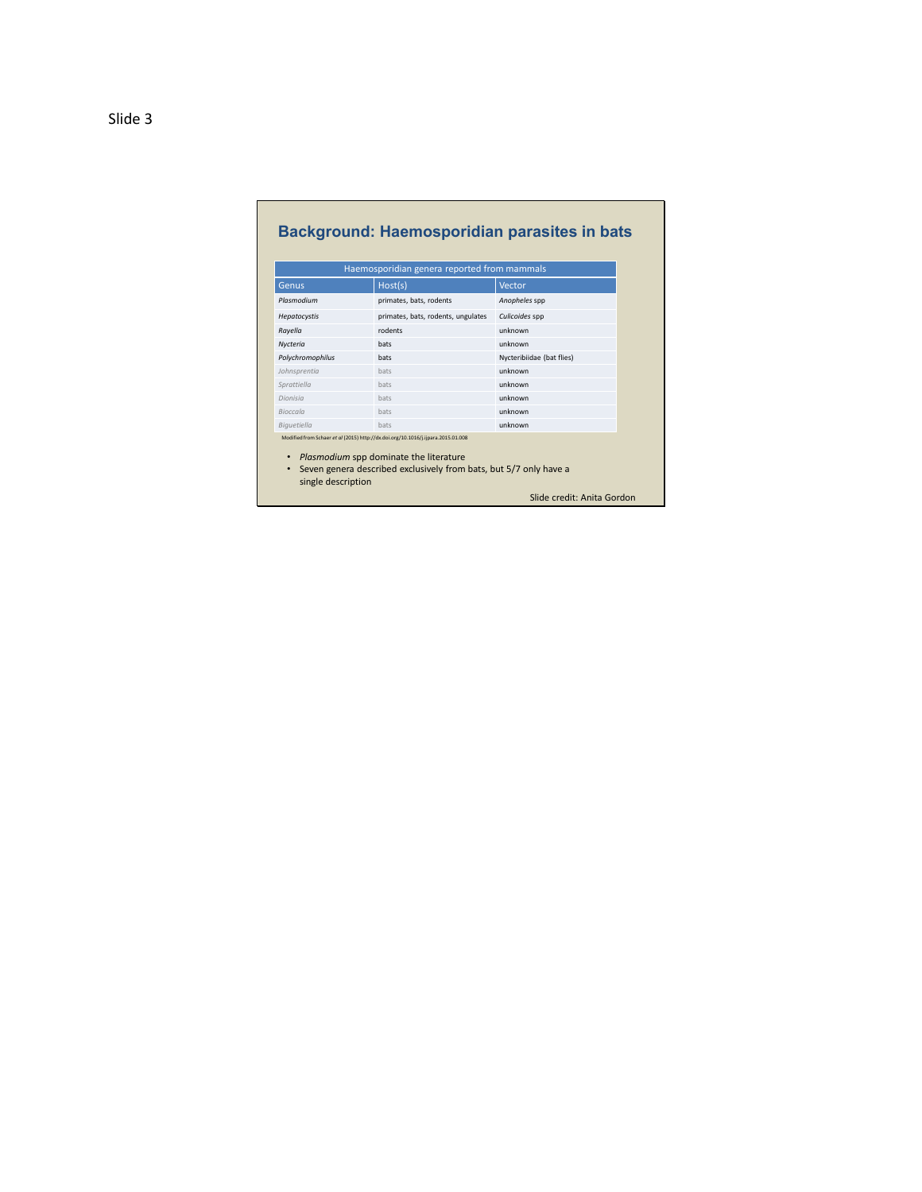Slide 3

## Background: Haemosporidian parasites in bats

| Haemosporidian genera reported from mammals | | |
|---|---|---|
| Genus | Host(s) | Vector |
| *Plasmodium* | primates, bats, rodents | *Anopheles* spp |
| *Hepatocystis* | primates, bats, rodents, ungulates | *Culicoides* spp |
| *Rayella* | rodents | unknown |
| *Nycteria* | bats | unknown |
| *Polychromophilus* | bats | Nycteribiidae (bat flies) |
| *Johnsprentia* | bats | unknown |
| *Sprattiella* | bats | unknown |
| *Dionisia* | bats | unknown |
| *Bioccala* | bats | unknown |
| *Biguetiella* | bats | unknown |

Modified from Schaer *et al* (2015) http://dx.doi.org/10.1016/j.ijpara.2015.01.008

- *Plasmodium* spp dominate the literature
- Seven genera described exclusively from bats, but 5/7 only have a single description

Slide credit: Anita Gordon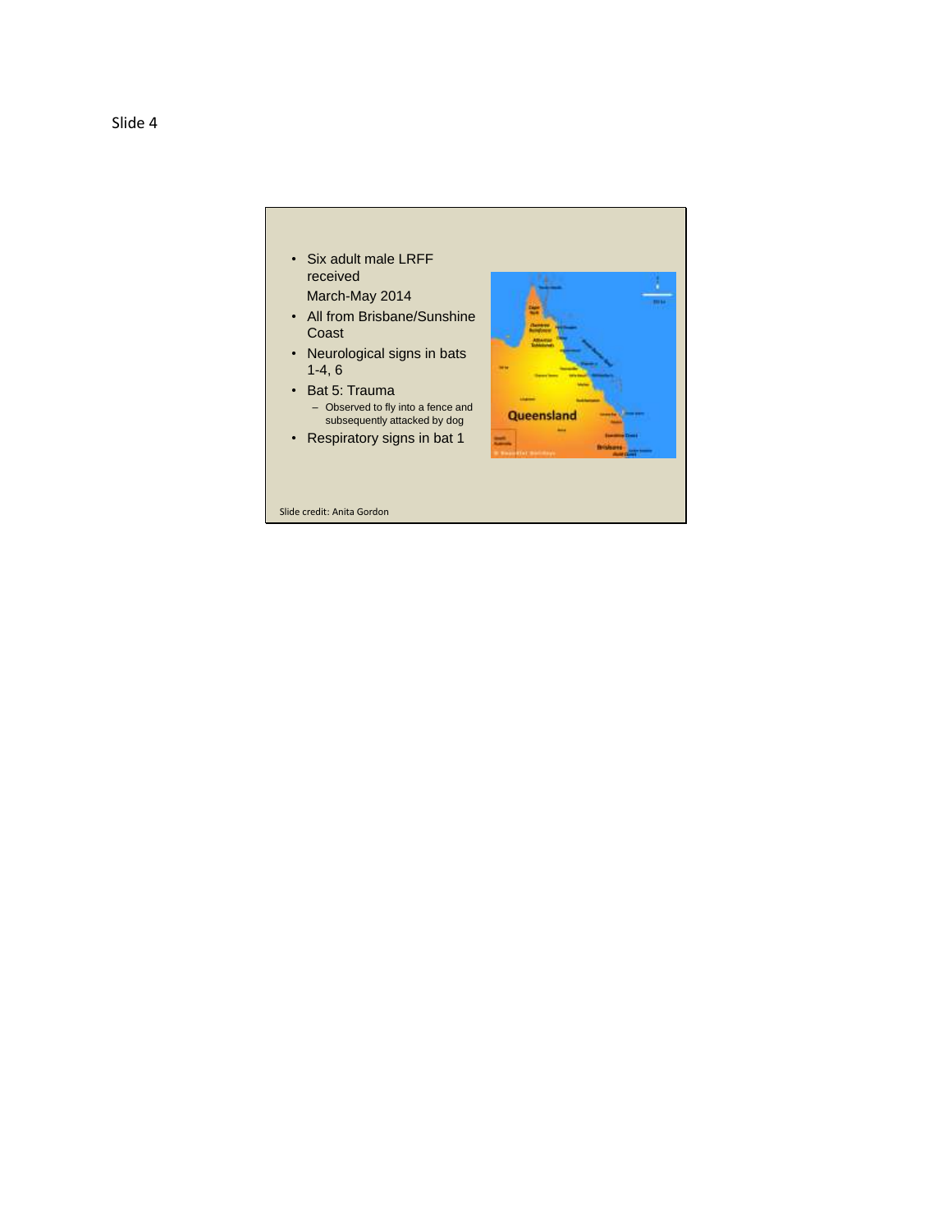Slide 4

- Six adult male LRFF received March-May 2014
- All from Brisbane/Sunshine Coast
- Neurological signs in bats 1-4, 6
- Bat 5: Trauma
  - Observed to fly into a fence and subsequently attacked by dog
- Respiratory signs in bat 1

Slide credit: Anita Gordon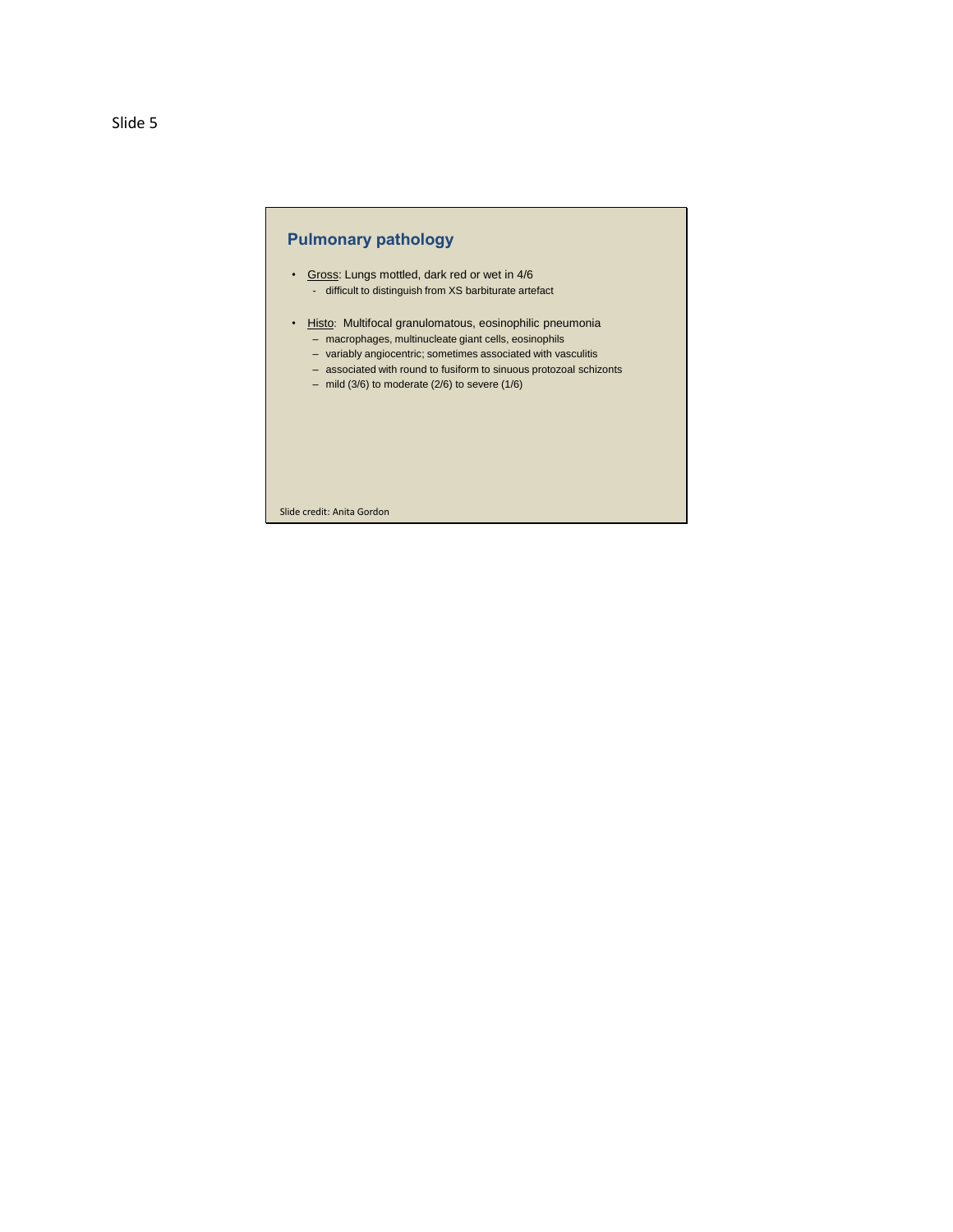Slide 5

## Pulmonary pathology

- Gross: Lungs mottled, dark red or wet in 4/6
  - difficult to distinguish from XS barbiturate artefact
- Histo: Multifocal granulomatous, eosinophilic pneumonia
  - macrophages, multinucleate giant cells, eosinophils
  - variably angiocentric; sometimes associated with vasculitis
  - associated with round to fusiform to sinuous protozoal schizonts
  - mild (3/6) to moderate (2/6) to severe (1/6)

Slide credit: Anita Gordon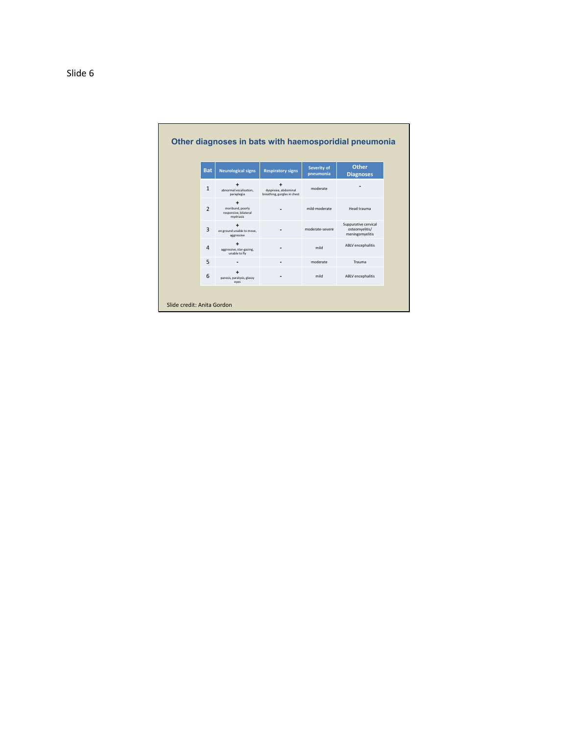Slide 6

## Other diagnoses in bats with haemosporidial pneumonia

| Bat | Neurological signs | Respiratory signs | Severity of pneumonia | Other Diagnoses |
|---|---|---|---|---|
| 1 | + abnormal vocalisation, paraplegia | + dyspnoea, abdominal breathing, gurgles in chest | moderate | - |
| 2 | + moribund, poorly responsive, bilateral mydriasis | - | mild-moderate | Head trauma |
| 3 | + on ground unable to move, aggressive | - | moderate-severe | Suppurative cervical osteomyelitis/ meningomyelitis |
| 4 | + aggressive, star-gazing, unable to fly | - | mild | ABLV encephalitis |
| 5 | - | - | moderate | Trauma |
| 6 | + paresis, paralysis, glassy eyes | - | mild | ABLV encephalitis |

Slide credit: Anita Gordon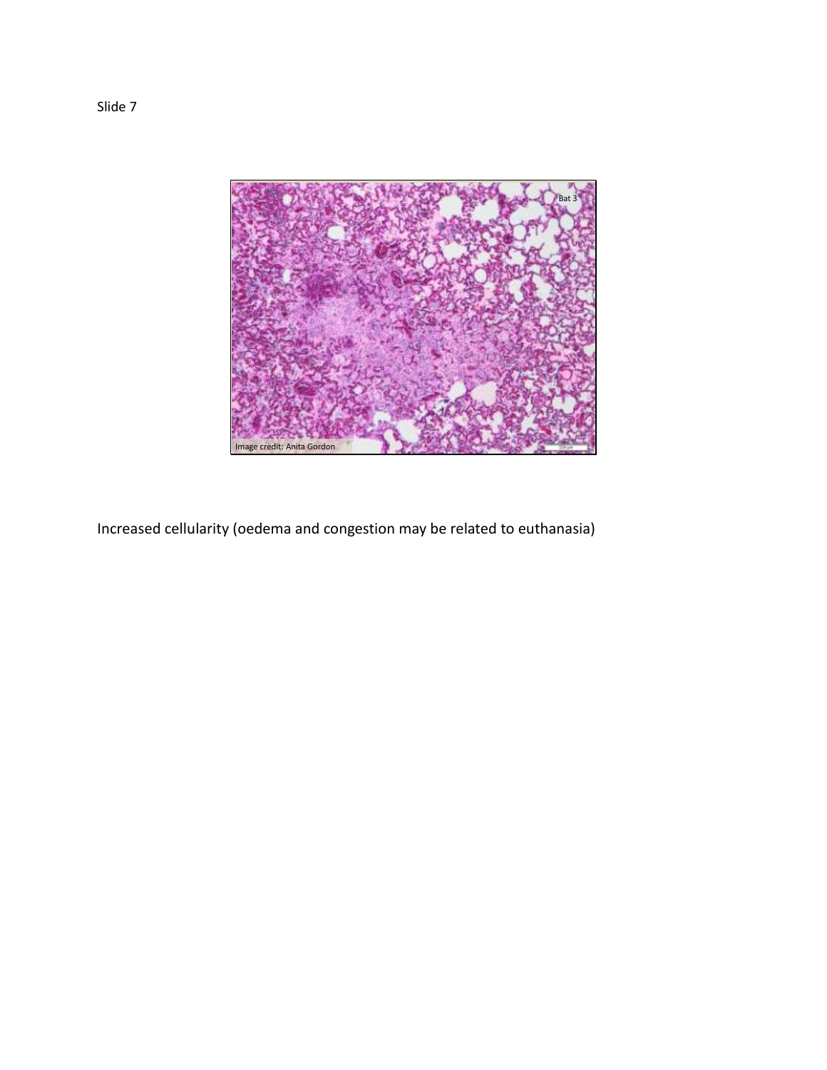Slide 7

Increased cellularity (oedema and congestion may be related to euthanasia)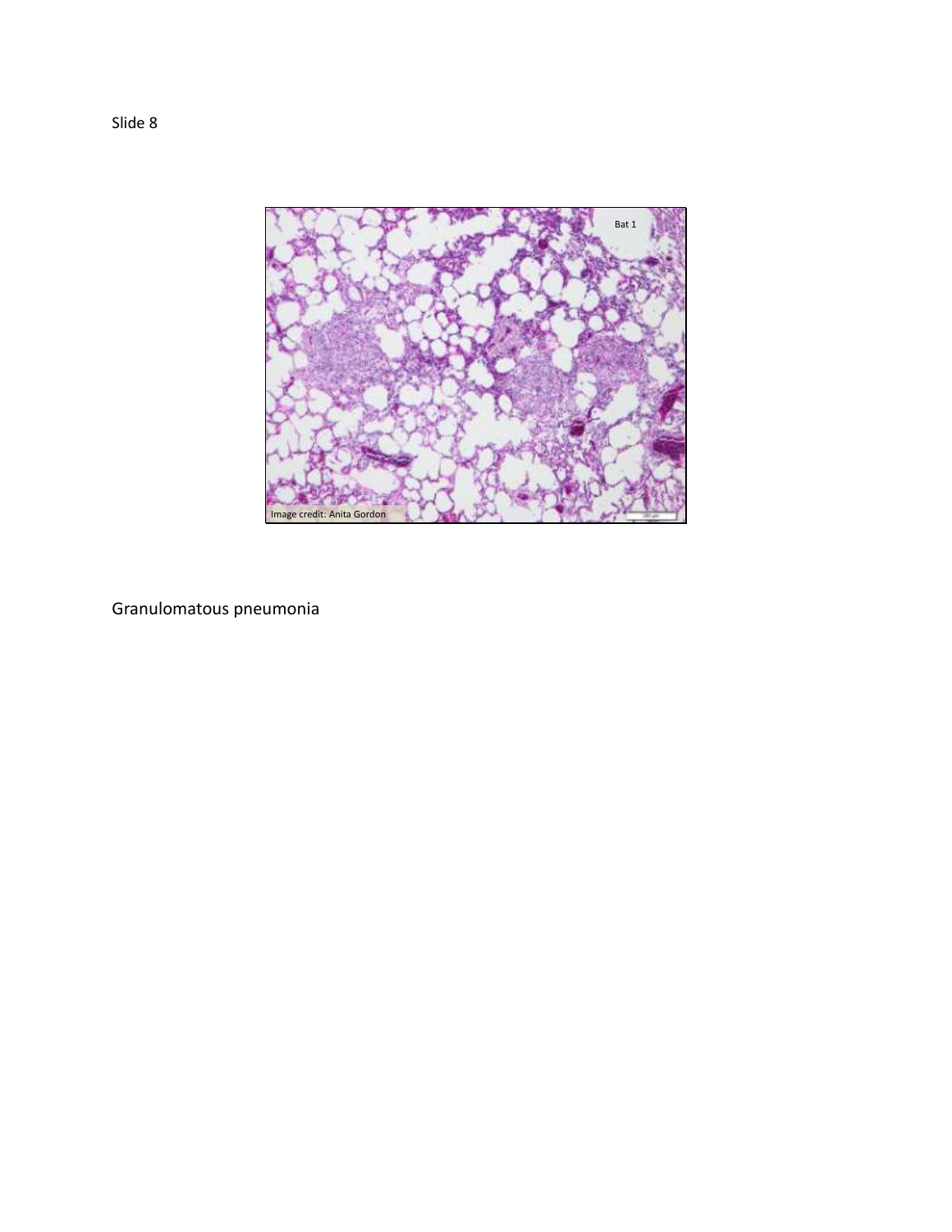Slide 8

Granulomatous pneumonia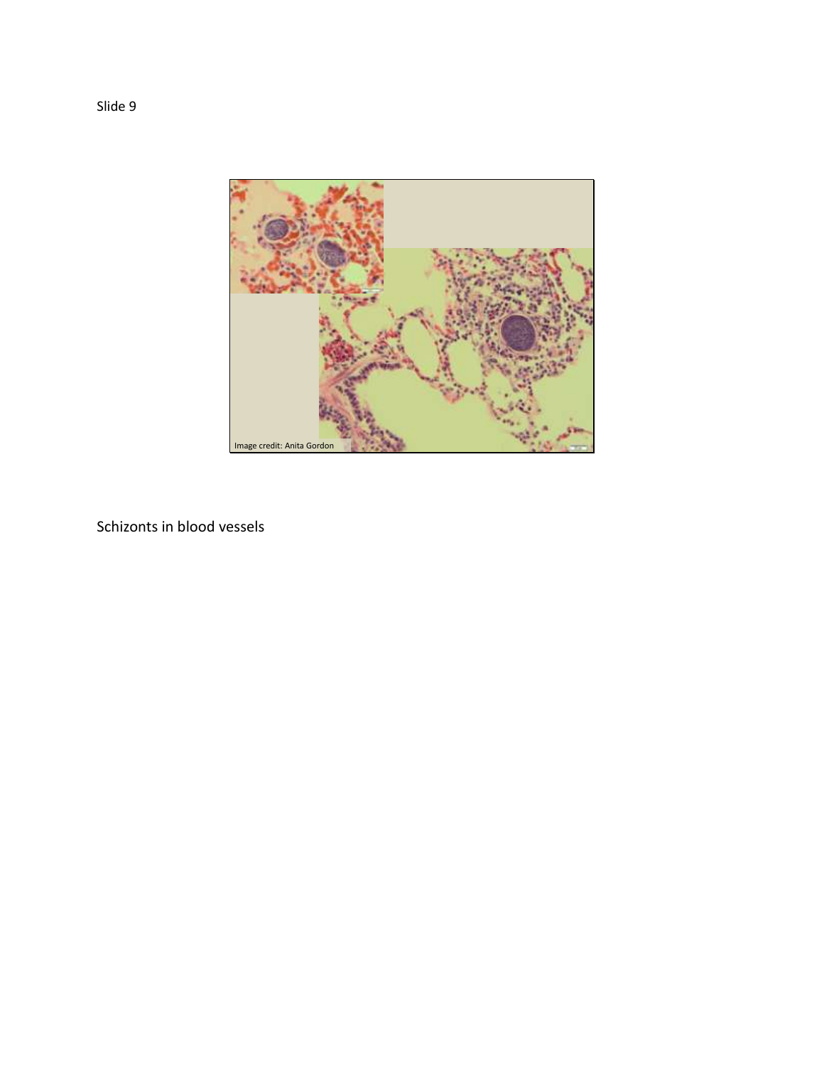Slide 9

Image credit: Anita Gordon

Schizonts in blood vessels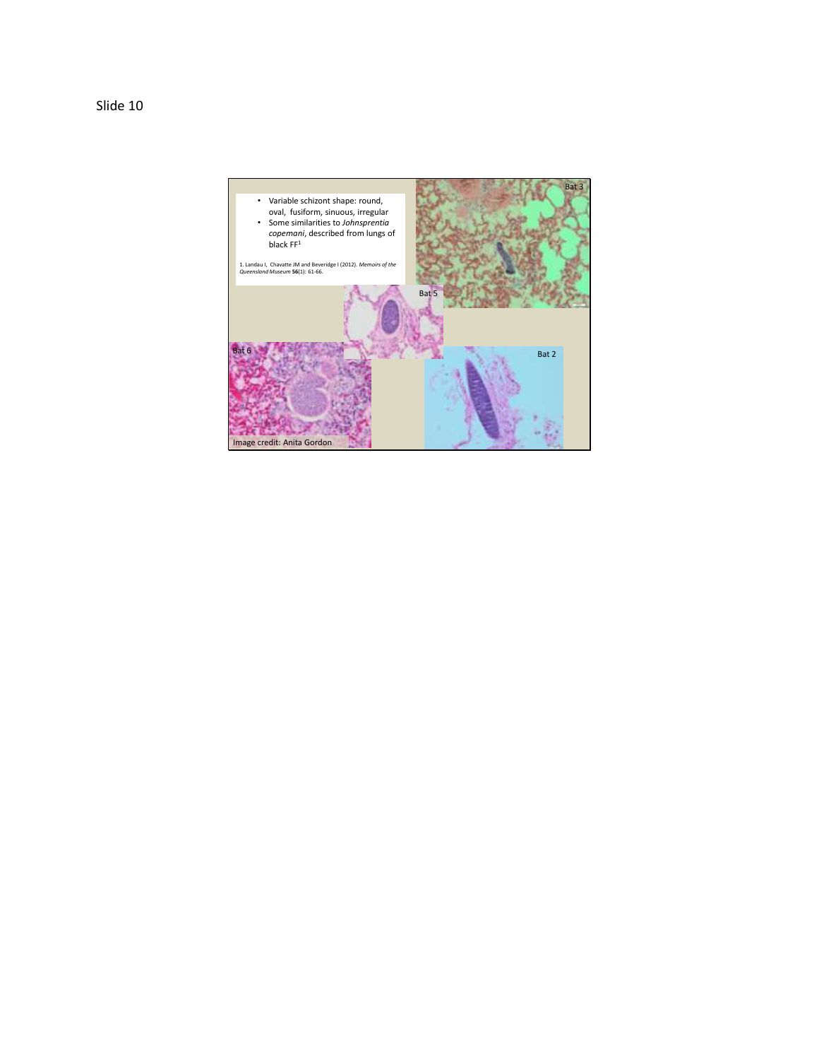Slide 10

- Variable schizont shape: round, oval, fusiform, sinuous, irregular
- Some similarities to *Johnsprentia copemani*, described from lungs of black FF[1]

1. Landau I, Chavatte JM and Beveridge I (2012). *Memoirs of the Queensland Museum* **56**(1): 61-66.

Bat 3

Bat 5

Bat 6

Bat 2

Image credit: Anita Gordon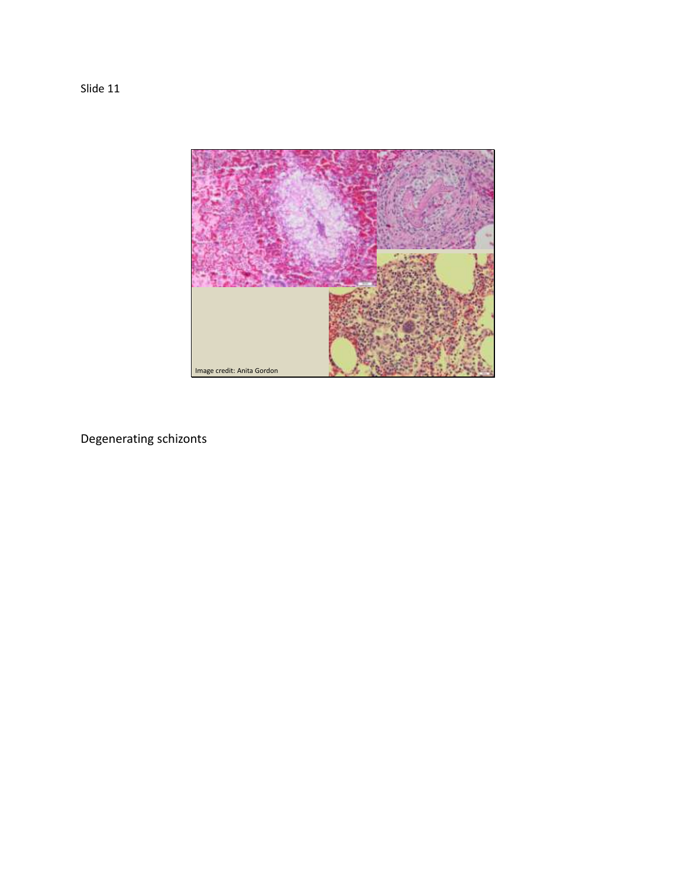Slide 11

Image credit: Anita Gordon

Degenerating schizonts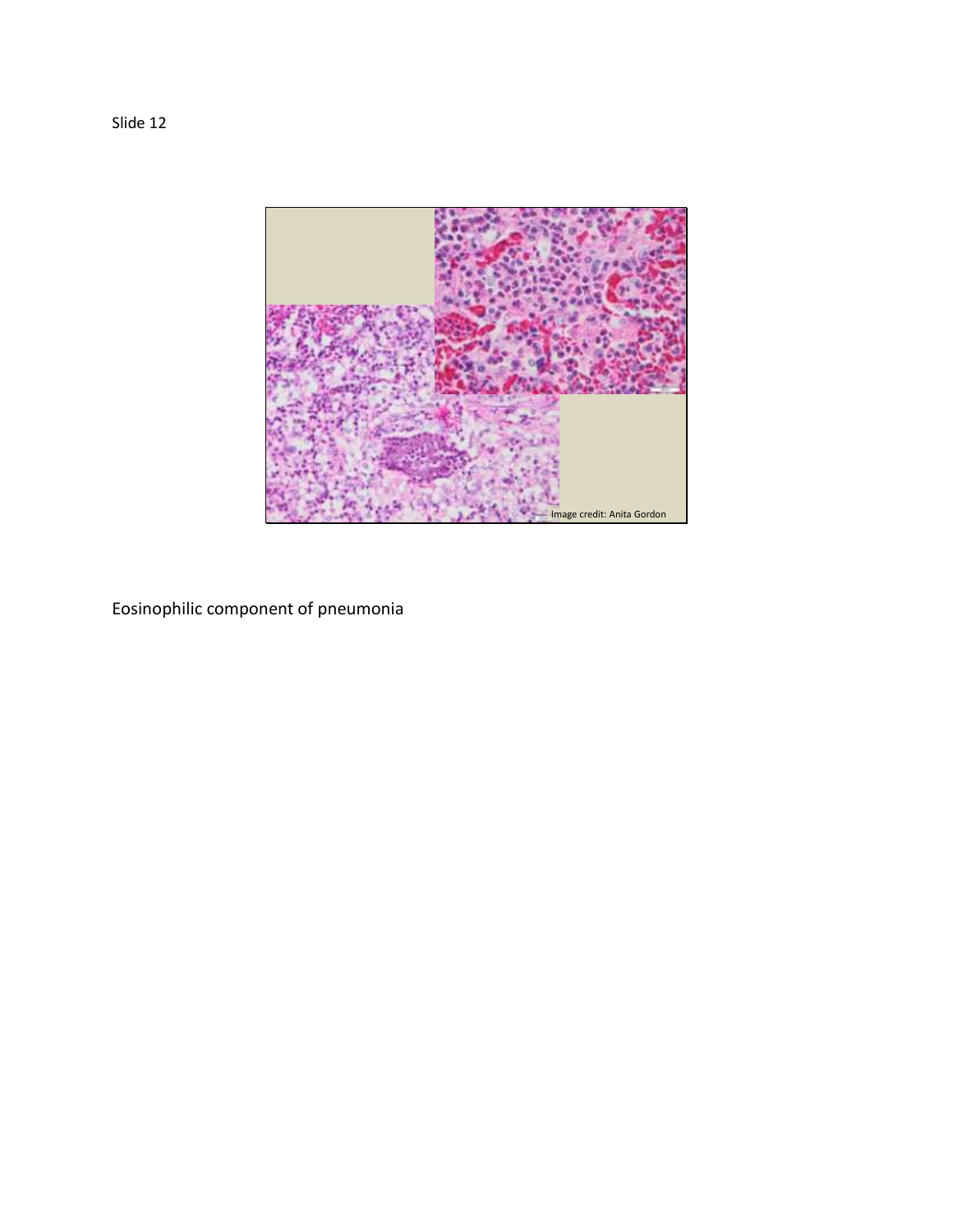Slide 12

Image credit: Anita Gordon

Eosinophilic component of pneumonia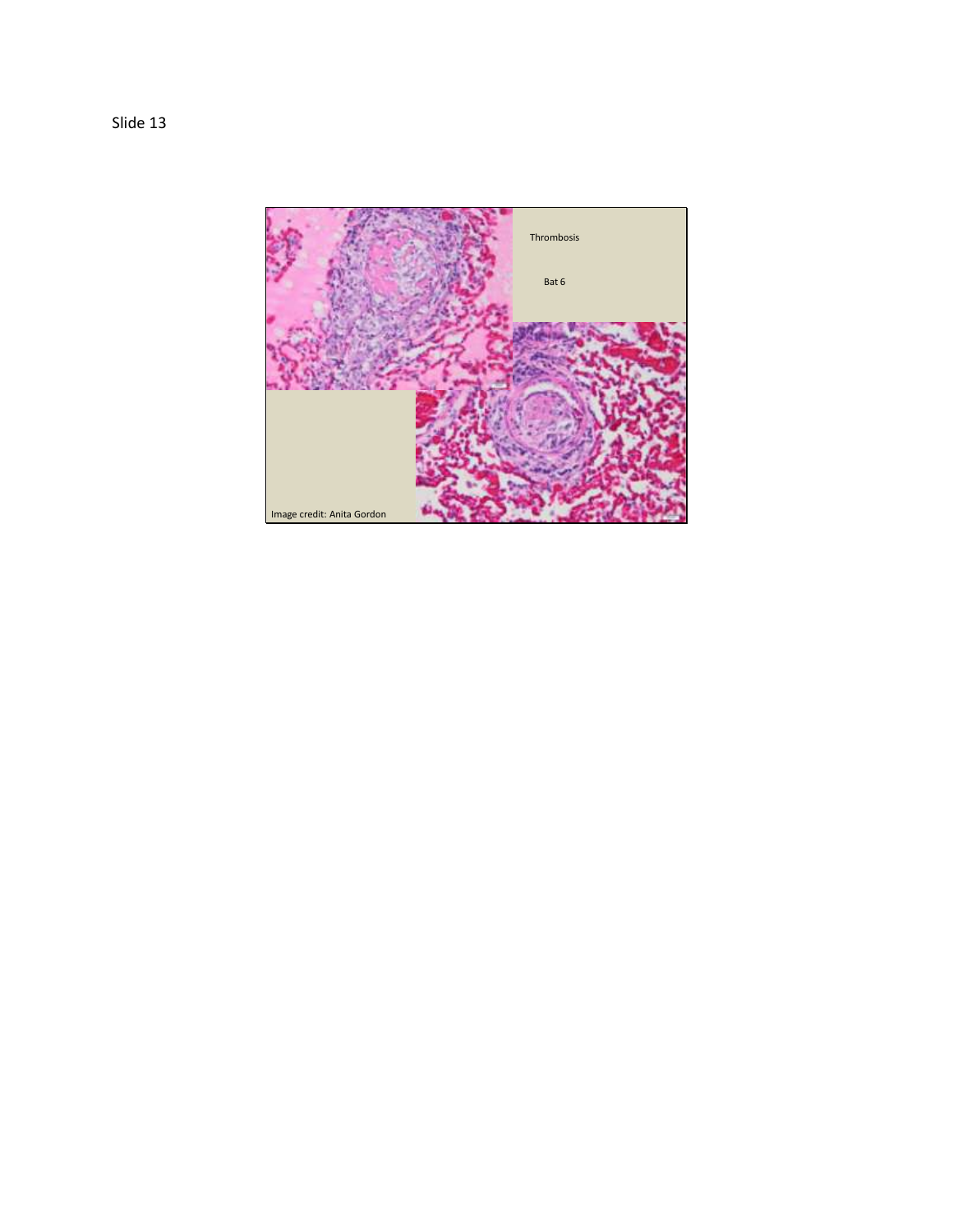Slide 13

Thrombosis

Bat 6

Image credit: Anita Gordon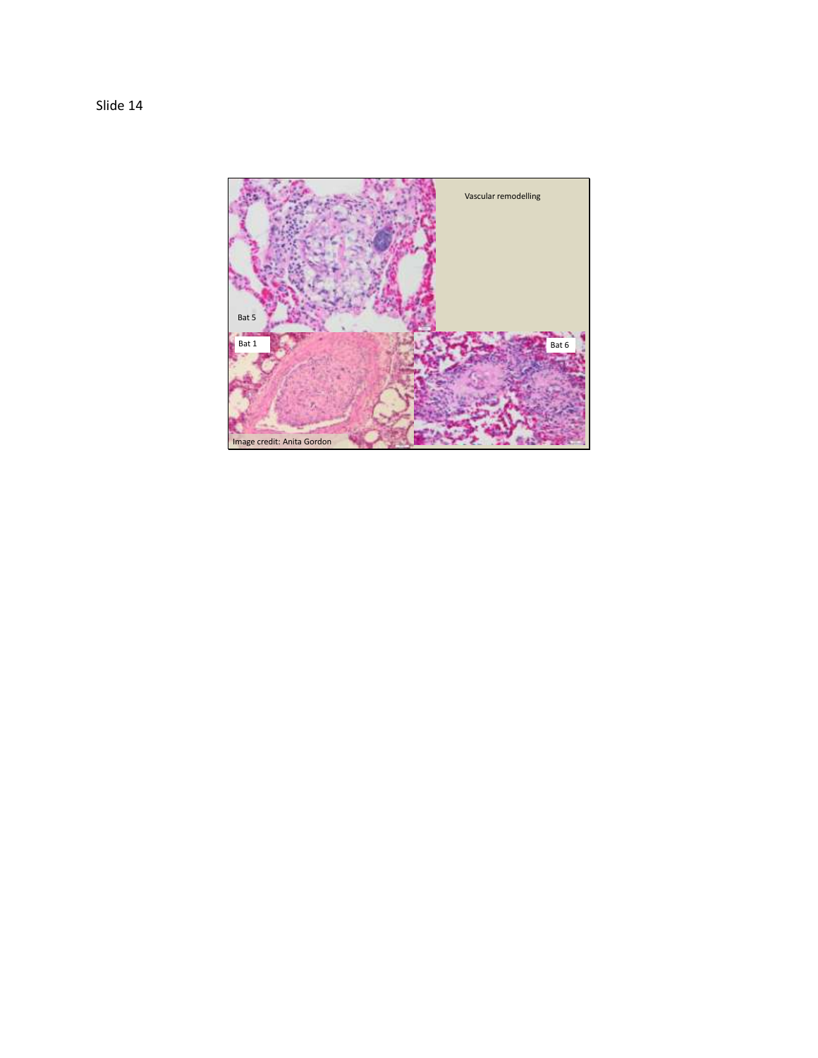Slide 14

Vascular remodelling

Bat 5

Bat 1

Bat 6

Image credit: Anita Gordon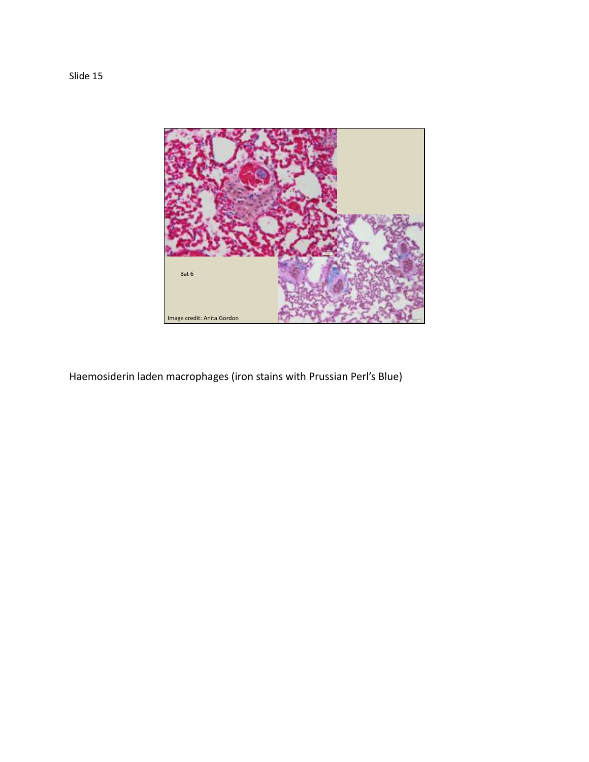Slide 15

Bat 6

Image credit: Anita Gordon

Haemosiderin laden macrophages (iron stains with Prussian Perl's Blue)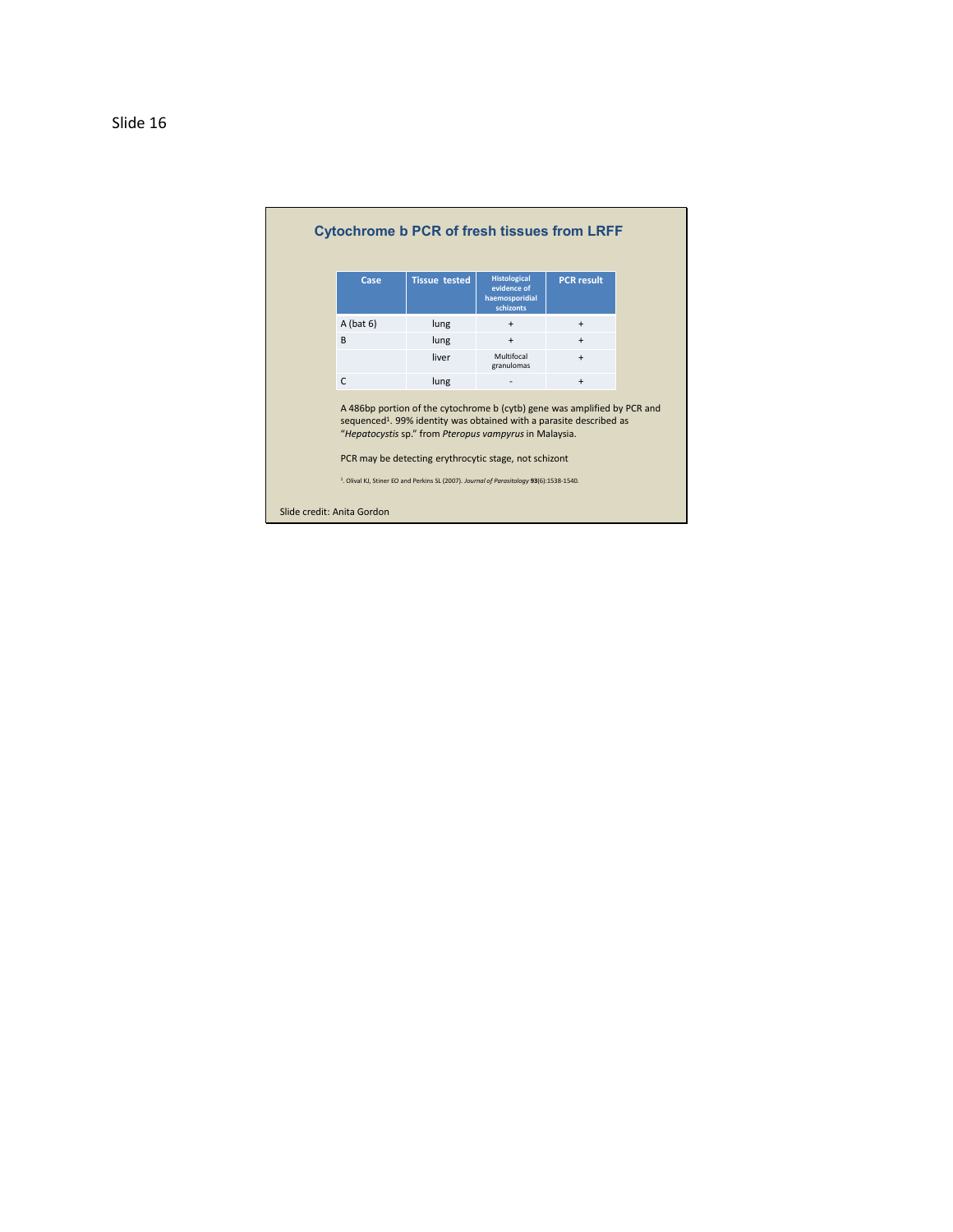Slide 16

## Cytochrome b PCR of fresh tissues from LRFF

| Case | Tissue tested | Histological evidence of haemosporidial schizonts | PCR result |
|---|---|---|---|
| A (bat 6) | lung | + | + |
| B | lung | + | + |
| | liver | Multifocal granulomas | + |
| C | lung | - | + |

A 486bp portion of the cytochrome b (cytb) gene was amplified by PCR and sequenced[1]. 99% identity was obtained with a parasite described as "*Hepatocystis* sp." from *Pteropus vampyrus* in Malaysia.

PCR may be detecting erythrocytic stage, not schizont

[1]. Olival KJ, Stiner EO and Perkins SL (2007). *Journal of Parasitology* **93**(6):1538-1540.

Slide credit: Anita Gordon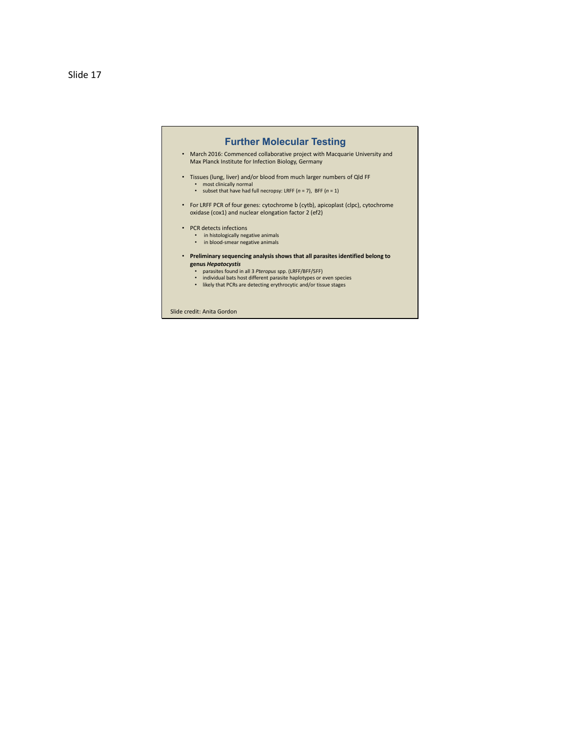Slide 17

## Further Molecular Testing

- March 2016: Commenced collaborative project with Macquarie University and Max Planck Institute for Infection Biology, Germany
- Tissues (lung, liver) and/or blood from much larger numbers of Qld FF
  - most clinically normal
  - subset that have had full necropsy: LRFF (*n* = 7), BFF (*n* = 1)
- For LRFF PCR of four genes: cytochrome b (cytb), apicoplast (clpc), cytochrome oxidase (cox1) and nuclear elongation factor 2 (ef2)
- PCR detects infections
  - in histologically negative animals
  - in blood-smear negative animals
- **Preliminary sequencing analysis shows that all parasites identified belong to genus *Hepatocystis***
  - parasites found in all 3 *Pteropus* spp. (LRFF/BFF/SFF)
  - individual bats host different parasite haplotypes or even species
  - likely that PCRs are detecting erythrocytic and/or tissue stages

Slide credit: Anita Gordon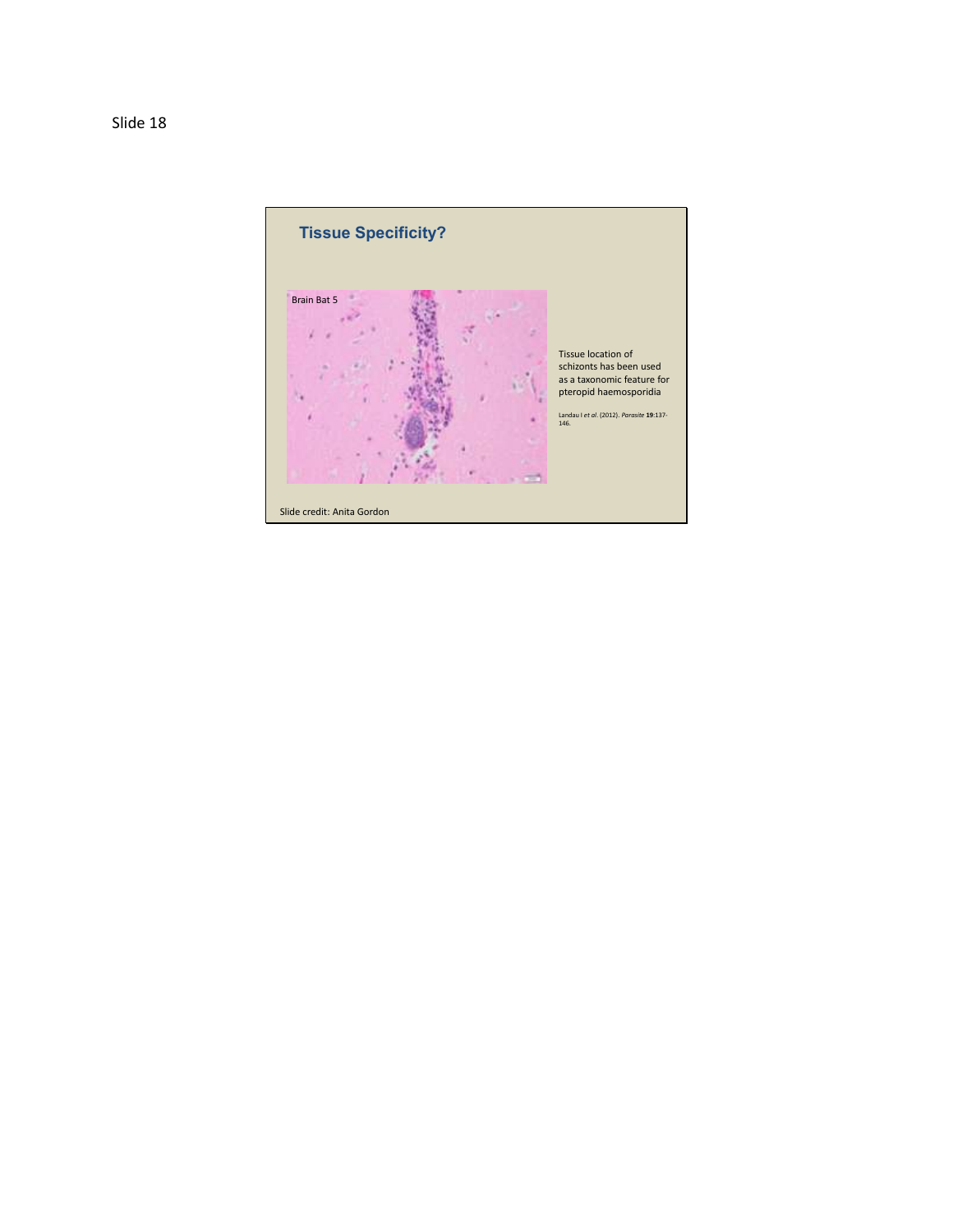Slide 18

## Tissue Specificity?

Brain Bat 5

Tissue location of schizonts has been used as a taxonomic feature for pteropid haemosporidia

Landau I *et al*. (2012). *Parasite* **19**:137-146.

Slide credit: Anita Gordon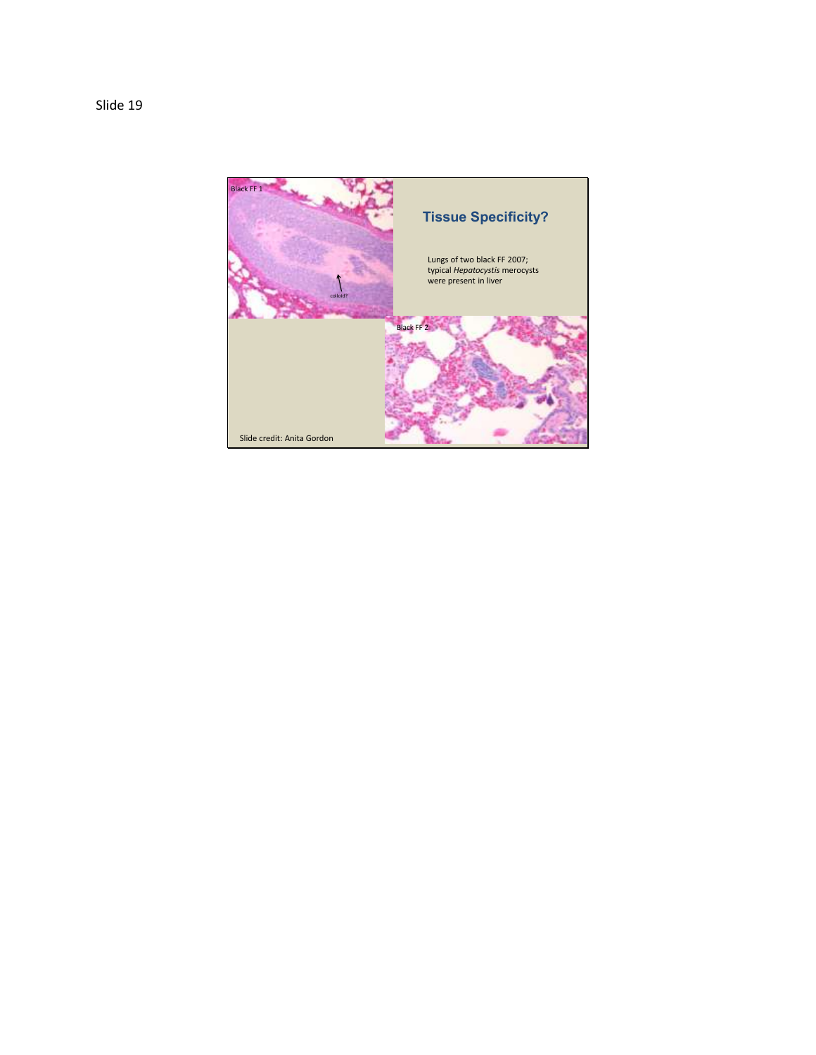Slide 19

Black FF 1

colloid?

## Tissue Specificity?

Lungs of two black FF 2007; typical *Hepatocystis* merocysts were present in liver

Black FF 2

Slide credit: Anita Gordon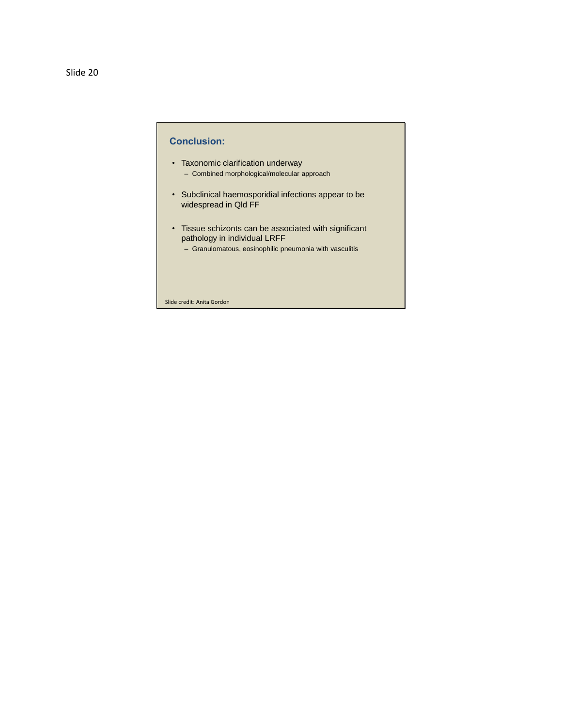Slide 20

## Conclusion:

- Taxonomic clarification underway
  - Combined morphological/molecular approach
- Subclinical haemosporidial infections appear to be widespread in Qld FF
- Tissue schizonts can be associated with significant pathology in individual LRFF
  - Granulomatous, eosinophilic pneumonia with vasculitis

Slide credit: Anita Gordon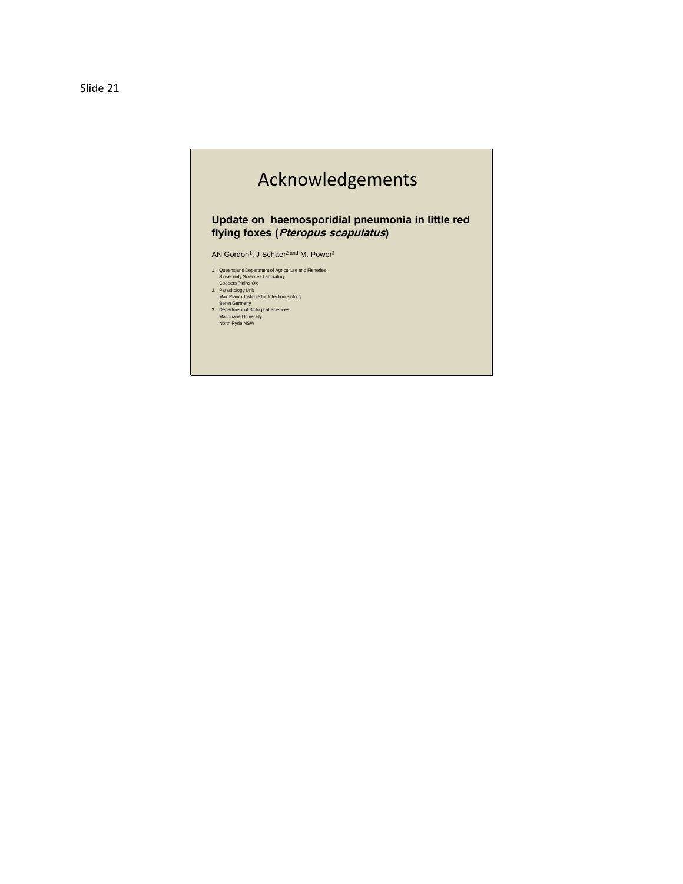Slide 21

# Acknowledgements

**Update on haemosporidial pneumonia in little red flying foxes (*Pteropus scapulatus*)**

AN Gordon[1], J Schaer[2] and M. Power[3]

1. Queensland Department of Agriculture and Fisheries
   Biosecurity Sciences Laboratory
   Coopers Plains Qld
2. Parasitology Unit
   Max Planck Institute for Infection Biology
   Berlin Germany
3. Department of Biological Sciences
   Macquarie University
   North Ryde NSW